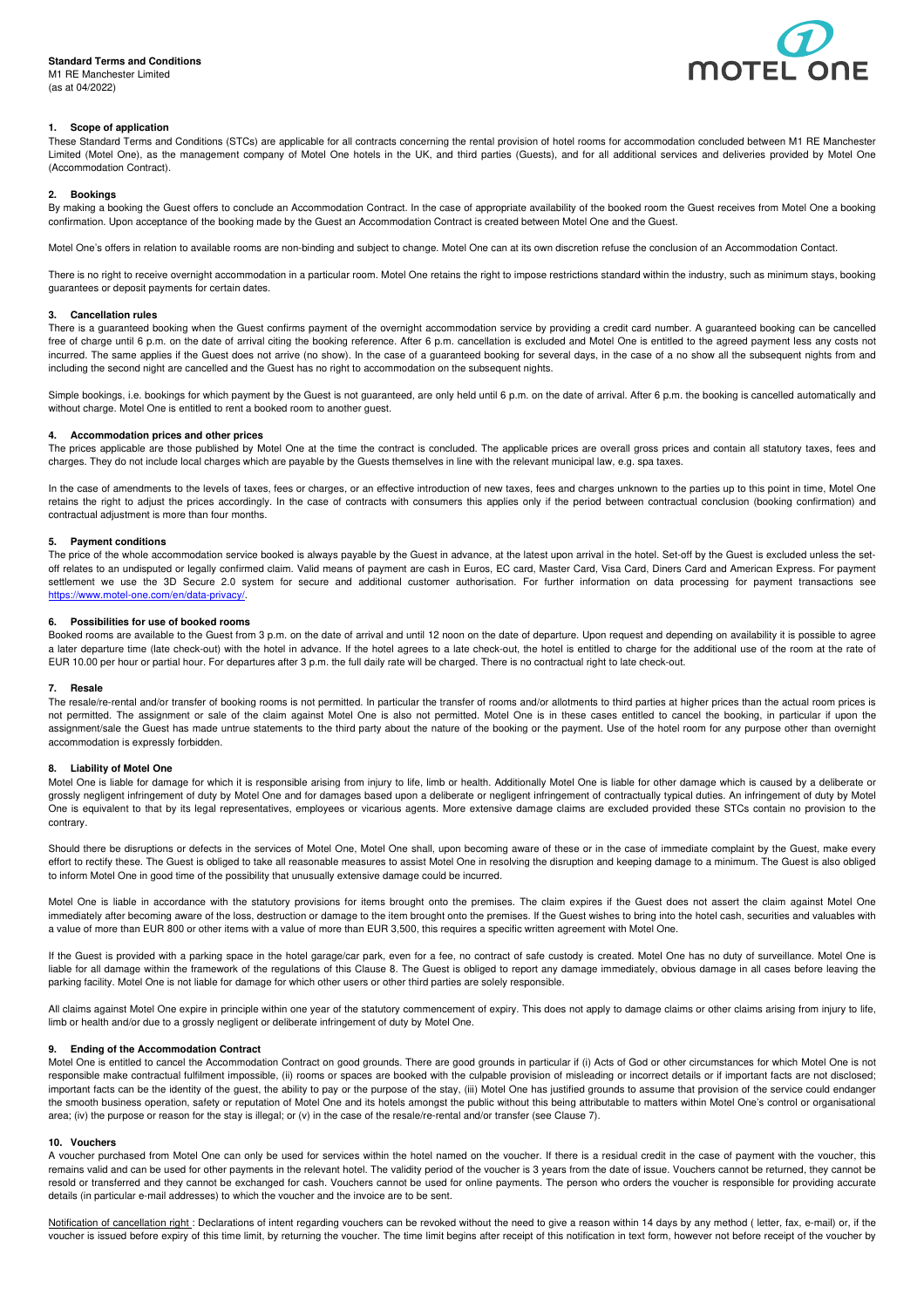**Standard Terms and Conditions**
M1 RE Manchester Limited
(as at 04/2022)

MOTEL ONE

### 1. Scope of application

These Standard Terms and Conditions (STCs) are applicable for all contracts concerning the rental provision of hotel rooms for accommodation concluded between M1 RE Manchester Limited (Motel One), as the management company of Motel One hotels in the UK, and third parties (Guests), and for all additional services and deliveries provided by Motel One (Accommodation Contract).

### 2. Bookings

By making a booking the Guest offers to conclude an Accommodation Contract. In the case of appropriate availability of the booked room the Guest receives from Motel One a booking confirmation. Upon acceptance of the booking made by the Guest an Accommodation Contract is created between Motel One and the Guest.

Motel One's offers in relation to available rooms are non-binding and subject to change. Motel One can at its own discretion refuse the conclusion of an Accommodation Contact.

There is no right to receive overnight accommodation in a particular room. Motel One retains the right to impose restrictions standard within the industry, such as minimum stays, booking guarantees or deposit payments for certain dates.

### 3. Cancellation rules

There is a guaranteed booking when the Guest confirms payment of the overnight accommodation service by providing a credit card number. A guaranteed booking can be cancelled free of charge until 6 p.m. on the date of arrival citing the booking reference. After 6 p.m. cancellation is excluded and Motel One is entitled to the agreed payment less any costs not incurred. The same applies if the Guest does not arrive (no show). In the case of a guaranteed booking for several days, in the case of a no show all the subsequent nights from and including the second night are cancelled and the Guest has no right to accommodation on the subsequent nights.

Simple bookings, i.e. bookings for which payment by the Guest is not guaranteed, are only held until 6 p.m. on the date of arrival. After 6 p.m. the booking is cancelled automatically and without charge. Motel One is entitled to rent a booked room to another guest.

### 4. Accommodation prices and other prices

The prices applicable are those published by Motel One at the time the contract is concluded. The applicable prices are overall gross prices and contain all statutory taxes, fees and charges. They do not include local charges which are payable by the Guests themselves in line with the relevant municipal law, e.g. spa taxes.

In the case of amendments to the levels of taxes, fees or charges, or an effective introduction of new taxes, fees and charges unknown to the parties up to this point in time, Motel One retains the right to adjust the prices accordingly. In the case of contracts with consumers this applies only if the period between contractual conclusion (booking confirmation) and contractual adjustment is more than four months.

### 5. Payment conditions

The price of the whole accommodation service booked is always payable by the Guest in advance, at the latest upon arrival in the hotel. Set-off by the Guest is excluded unless the set-off relates to an undisputed or legally confirmed claim. Valid means of payment are cash in Euros, EC card, Master Card, Visa Card, Diners Card and American Express. For payment settlement we use the 3D Secure 2.0 system for secure and additional customer authorisation. For further information on data processing for payment transactions see https://www.motel-one.com/en/data-privacy/.

### 6. Possibilities for use of booked rooms

Booked rooms are available to the Guest from 3 p.m. on the date of arrival and until 12 noon on the date of departure. Upon request and depending on availability it is possible to agree a later departure time (late check-out) with the hotel in advance. If the hotel agrees to a late check-out, the hotel is entitled to charge for the additional use of the room at the rate of EUR 10.00 per hour or partial hour. For departures after 3 p.m. the full daily rate will be charged. There is no contractual right to late check-out.

### 7. Resale

The resale/re-rental and/or transfer of booking rooms is not permitted. In particular the transfer of rooms and/or allotments to third parties at higher prices than the actual room prices is not permitted. The assignment or sale of the claim against Motel One is also not permitted. Motel One is in these cases entitled to cancel the booking, in particular if upon the assignment/sale the Guest has made untrue statements to the third party about the nature of the booking or the payment. Use of the hotel room for any purpose other than overnight accommodation is expressly forbidden.

### 8. Liability of Motel One

Motel One is liable for damage for which it is responsible arising from injury to life, limb or health. Additionally Motel One is liable for other damage which is caused by a deliberate or grossly negligent infringement of duty by Motel One and for damages based upon a deliberate or negligent infringement of contractually typical duties. An infringement of duty by Motel One is equivalent to that by its legal representatives, employees or vicarious agents. More extensive damage claims are excluded provided these STCs contain no provision to the contrary.

Should there be disruptions or defects in the services of Motel One, Motel One shall, upon becoming aware of these or in the case of immediate complaint by the Guest, make every effort to rectify these. The Guest is obliged to take all reasonable measures to assist Motel One in resolving the disruption and keeping damage to a minimum. The Guest is also obliged to inform Motel One in good time of the possibility that unusually extensive damage could be incurred.

Motel One is liable in accordance with the statutory provisions for items brought onto the premises. The claim expires if the Guest does not assert the claim against Motel One immediately after becoming aware of the loss, destruction or damage to the item brought onto the premises. If the Guest wishes to bring into the hotel cash, securities and valuables with a value of more than EUR 800 or other items with a value of more than EUR 3,500, this requires a specific written agreement with Motel One.

If the Guest is provided with a parking space in the hotel garage/car park, even for a fee, no contract of safe custody is created. Motel One has no duty of surveillance. Motel One is liable for all damage within the framework of the regulations of this Clause 8. The Guest is obliged to report any damage immediately, obvious damage in all cases before leaving the parking facility. Motel One is not liable for damage for which other users or other third parties are solely responsible.

All claims against Motel One expire in principle within one year of the statutory commencement of expiry. This does not apply to damage claims or other claims arising from injury to life, limb or health and/or due to a grossly negligent or deliberate infringement of duty by Motel One.

### 9. Ending of the Accommodation Contract

Motel One is entitled to cancel the Accommodation Contract on good grounds. There are good grounds in particular if (i) Acts of God or other circumstances for which Motel One is not responsible make contractual fulfilment impossible, (ii) rooms or spaces are booked with the culpable provision of misleading or incorrect details or if important facts are not disclosed; important facts can be the identity of the guest, the ability to pay or the purpose of the stay, (iii) Motel One has justified grounds to assume that provision of the service could endanger the smooth business operation, safety or reputation of Motel One and its hotels amongst the public without this being attributable to matters within Motel One's control or organisational area; (iv) the purpose or reason for the stay is illegal; or (v) in the case of the resale/re-rental and/or transfer (see Clause 7).

### 10. Vouchers

A voucher purchased from Motel One can only be used for services within the hotel named on the voucher. If there is a residual credit in the case of payment with the voucher, this remains valid and can be used for other payments in the relevant hotel. The validity period of the voucher is 3 years from the date of issue. Vouchers cannot be returned, they cannot be resold or transferred and they cannot be exchanged for cash. Vouchers cannot be used for online payments. The person who orders the voucher is responsible for providing accurate details (in particular e-mail addresses) to which the voucher and the invoice are to be sent.

Notification of cancellation right : Declarations of intent regarding vouchers can be revoked without the need to give a reason within 14 days by any method ( letter, fax, e-mail) or, if the voucher is issued before expiry of this time limit, by returning the voucher. The time limit begins after receipt of this notification in text form, however not before receipt of the voucher by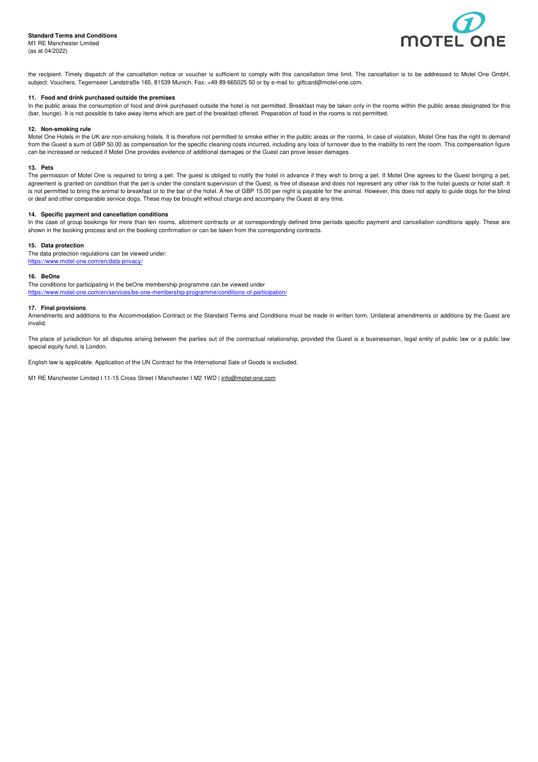the recipient. Timely dispatch of the cancellation notice or voucher is sufficient to comply with this cancellation time limit. The cancellation is to be addressed to Motel One GmbH, subject: Vouchers, Tegernseer Landstraße 165, 81539 Munich, Fax: +49 89 665025 50 or by e-mail to: giftcard@motel-one.com.

### 11. Food and drink purchased outside the premises

In the public areas the consumption of food and drink purchased outside the hotel is not permitted. Breakfast may be taken only in the rooms within the public areas designated for this (bar, lounge). It is not possible to take away items which are part of the breakfast offered. Preparation of food in the rooms is not permitted.

### 12. Non-smoking rule

Motel One Hotels in the UK are non-smoking hotels. It is therefore not permitted to smoke either in the public areas or the rooms. In case of violation, Motel One has the right to demand from the Guest a sum of GBP 50.00 as compensation for the specific cleaning costs incurred, including any loss of turnover due to the inability to rent the room. This compensation figure can be increased or reduced if Motel One provides evidence of additional damages or the Guest can prove lesser damages.

### 13. Pets

The permission of Motel One is required to bring a pet. The guest is obliged to notify the hotel in advance if they wish to bring a pet. If Motel One agrees to the Guest bringing a pet, agreement is granted on condition that the pet is under the constant supervision of the Guest, is free of disease and does not represent any other risk to the hotel guests or hotel staff. It is not permitted to bring the animal to breakfast or to the bar of the hotel. A fee of GBP 15.00 per night is payable for the animal. However, this does not apply to guide dogs for the blind or deaf and other comparable service dogs. These may be brought without charge and accompany the Guest at any time.

### 14. Specific payment and cancellation conditions

In the case of group bookings for more than ten rooms, allotment contracts or at correspondingly defined time periods specific payment and cancellation conditions apply. These are shown in the booking process and on the booking confirmation or can be taken from the corresponding contracts.

### 15. Data protection

The data protection regulations can be viewed under:
https://www.motel-one.com/en/data-privacy/

### 16. BeOne

The conditions for participating in the beOne membership programme can be viewed under
https://www.motel-one.com/en/services/be-one-membership-programme/conditions-of-participation/

### 17. Final provisions

Amendments and additions to the Accommodation Contract or the Standard Terms and Conditions must be made in written form. Unilateral amendments or additions by the Guest are invalid.

The place of jurisdiction for all disputes arising between the parties out of the contractual relationship, provided the Guest is a businessman, legal entity of public law or a public law special equity fund, is London.

English law is applicable. Application of the UN Contract for the International Sale of Goods is excluded.

M1 RE Manchester Limited I 11-15 Cross Street I Manchester I M2 1WD | info@motel-one.com